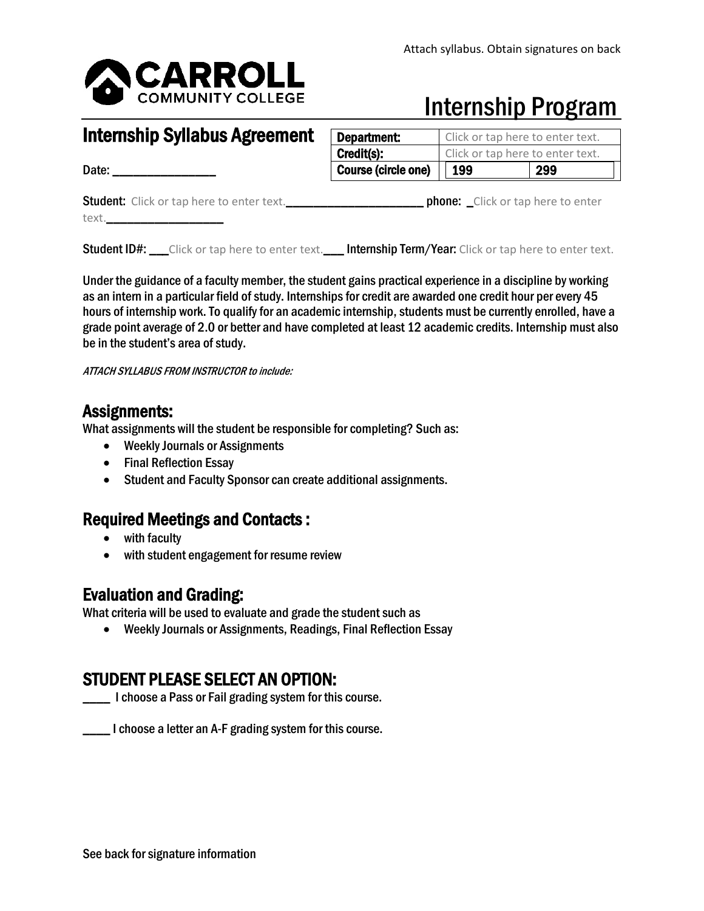Attach syllabus. Obtain signatures on back

CARROLL COMMUNITY COLLEGE

# Internship Program

## Internship Syllabus Agreement

| Department: | Click or tap here to enter text. | |
|---|---|---|
| Credit(s): | Click or tap here to enter text. | |
| Course (circle one) | 199 | 299 |

Date: ________________

**Student:** Click or tap here to enter text.______________________ **phone:** _Click or tap here to enter text.__________________

**Student ID#:** ___Click or tap here to enter text.___ **Internship Term/Year:** Click or tap here to enter text.

Under the guidance of a faculty member, the student gains practical experience in a discipline by working as an intern in a particular field of study. Internships for credit are awarded one credit hour per every 45 hours of internship work. To qualify for an academic internship, students must be currently enrolled, have a grade point average of 2.0 or better and have completed at least 12 academic credits. Internship must also be in the student's area of study.

*ATTACH SYLLABUS FROM INSTRUCTOR to include:*

## Assignments:

What assignments will the student be responsible for completing? Such as:

- Weekly Journals or Assignments
- Final Reflection Essay
- Student and Faculty Sponsor can create additional assignments.

## Required Meetings and Contacts :

- with faculty
- with student engagement for resume review

## Evaluation and Grading:

What criteria will be used to evaluate and grade the student such as

- Weekly Journals or Assignments, Readings, Final Reflection Essay

## STUDENT PLEASE SELECT AN OPTION:

____ I choose a Pass or Fail grading system for this course.

____ I choose a letter an A-F grading system for this course.

See back for signature information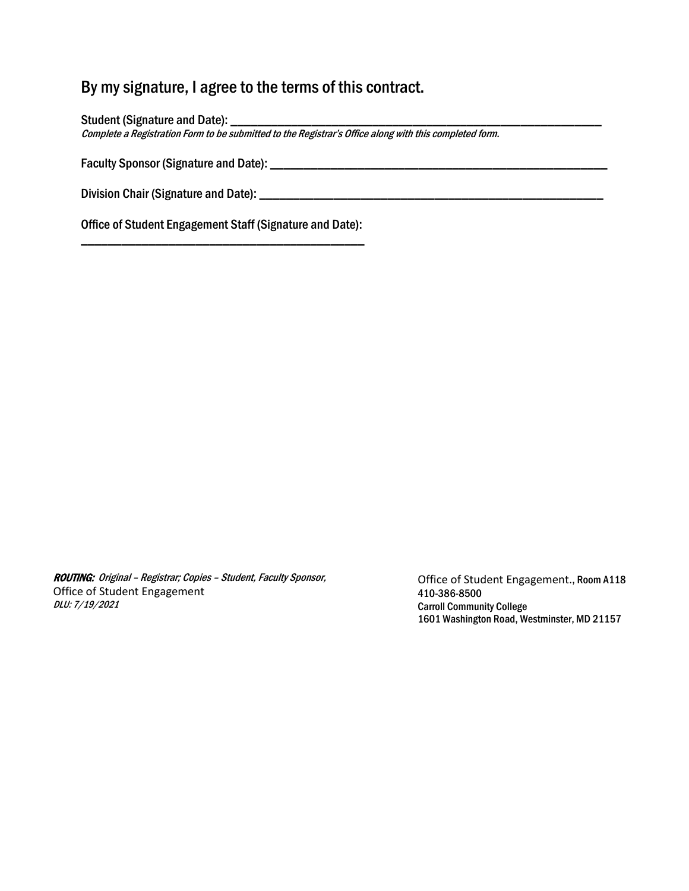## By my signature, I agree to the terms of this contract.

Student (Signature and Date): ___________________________________________________________

*Complete a Registration Form to be submitted to the Registrar's Office along with this completed form.*

Faculty Sponsor (Signature and Date): ____________________________________________________

Division Chair (Signature and Date): _____________________________________________________

Office of Student Engagement Staff (Signature and Date):
_____________________________________________

***ROUTING:*** *Original – Registrar; Copies – Student, Faculty Sponsor,* Office of Student Engagement
*DLU: 7/19/2021*

Office of Student Engagement., Room A118
410-386-8500
Carroll Community College
1601 Washington Road, Westminster, MD 21157